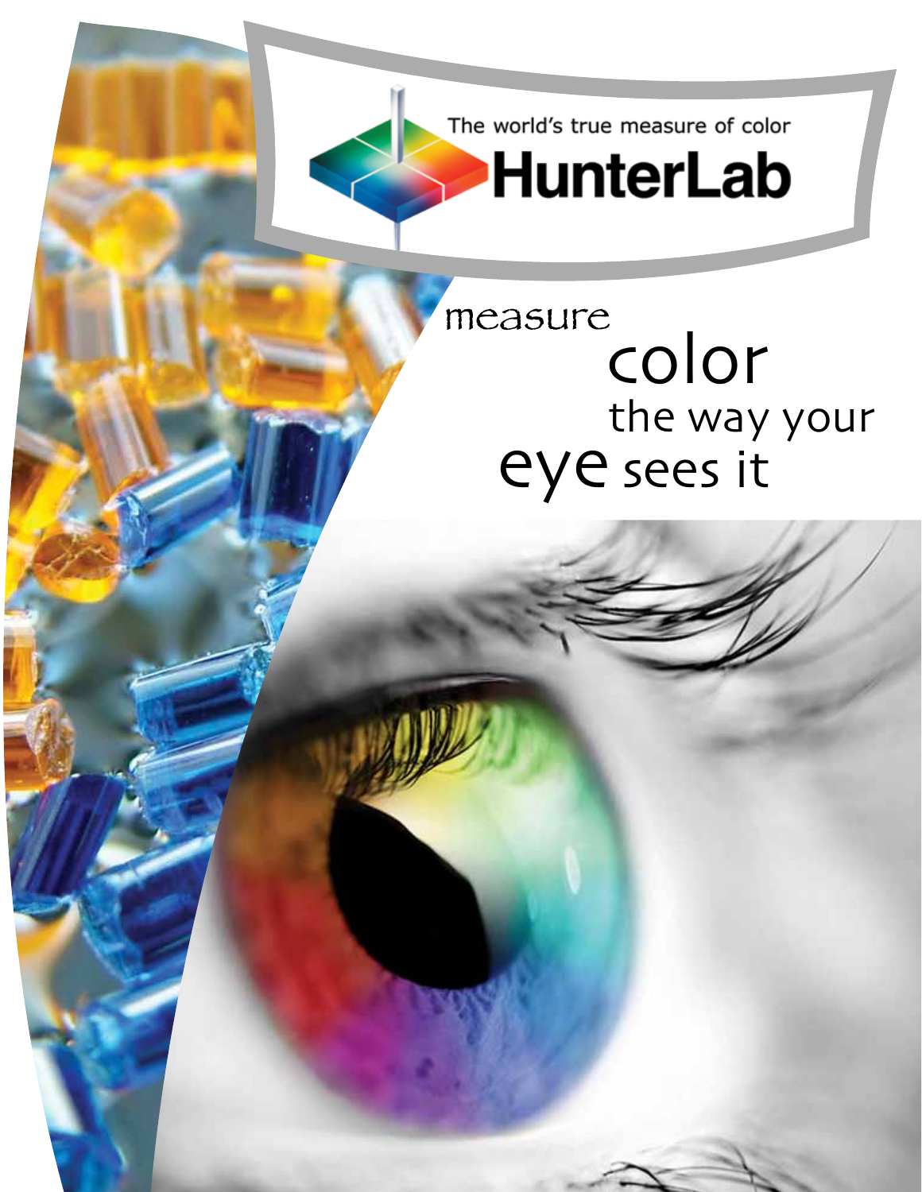The world's true measure of color

# HunterLab

measure color the way your eye sees it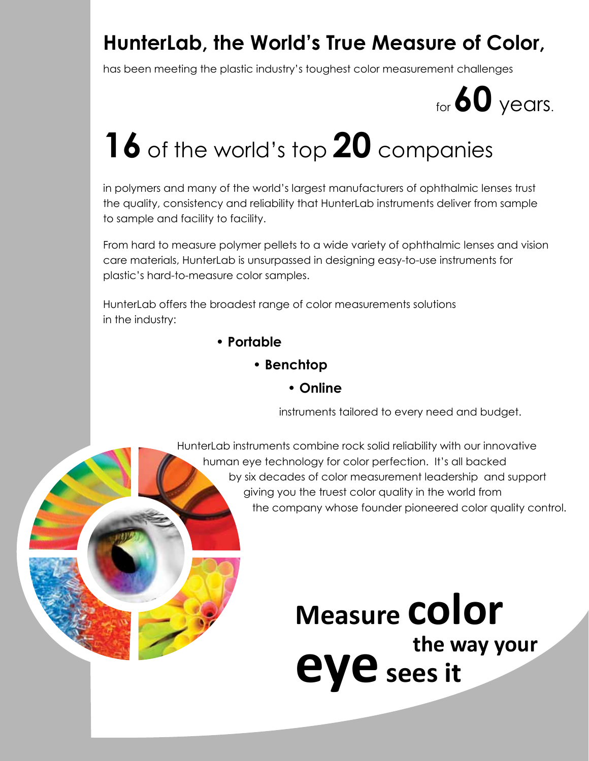# HunterLab, the World's True Measure of Color,

has been meeting the plastic industry's toughest color measurement challenges

for **60** years.

## **16** of the world's top **20** companies

in polymers and many of the world's largest manufacturers of ophthalmic lenses trust the quality, consistency and reliability that HunterLab instruments deliver from sample to sample and facility to facility.

From hard to measure polymer pellets to a wide variety of ophthalmic lenses and vision care materials, HunterLab is unsurpassed in designing easy-to-use instruments for plastic's hard-to-measure color samples.

HunterLab offers the broadest range of color measurements solutions in the industry:

- **Portable**
- **Benchtop**
- **Online**

instruments tailored to every need and budget.

HunterLab instruments combine rock solid reliability with our innovative human eye technology for color perfection. It's all backed by six decades of color measurement leadership and support giving you the truest color quality in the world from the company whose founder pioneered color quality control.

**Measure color the way your eye sees it**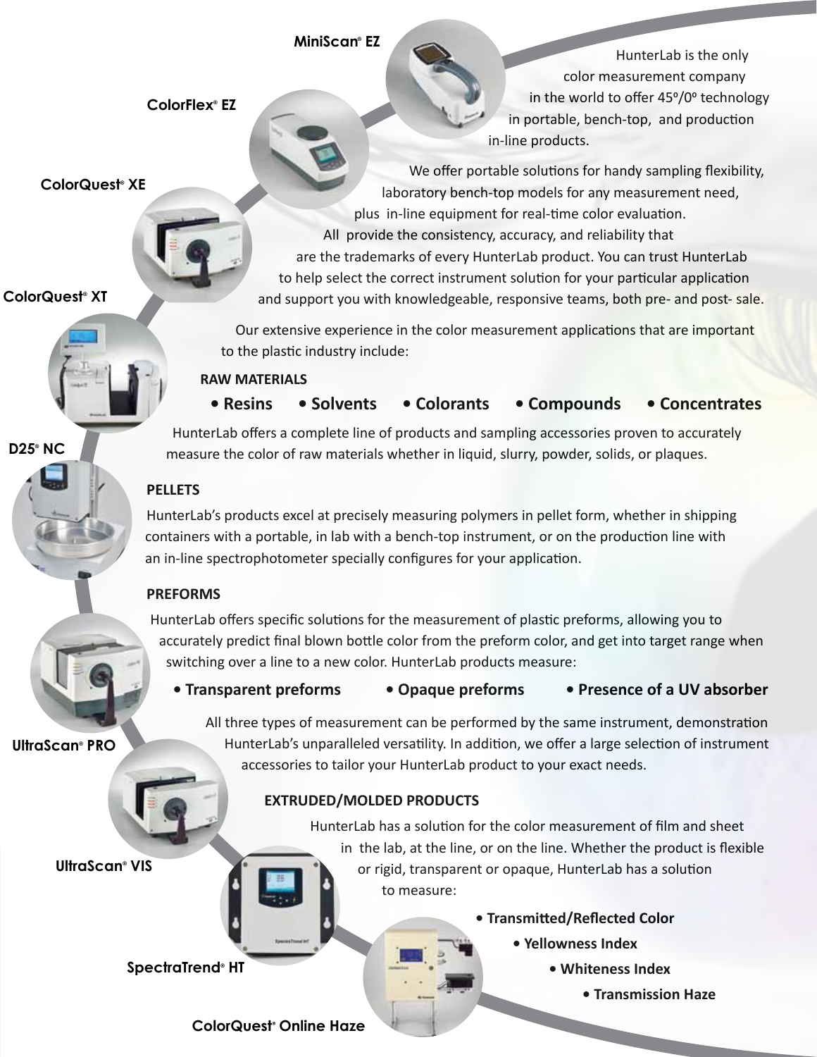MiniScan® EZ

ColorFlex® EZ

ColorQuest® XE

ColorQuest® XT

D25® NC

UltraScan® PRO

UltraScan® VIS

SpectraTrend® HT

ColorQuest® Online Haze

HunterLab is the only color measurement company in the world to offer 45º/0º technology in portable, bench-top, and production in-line products.

We offer portable solutions for handy sampling flexibility, laboratory bench-top models for any measurement need, plus in-line equipment for real-time color evaluation. All provide the consistency, accuracy, and reliability that are the trademarks of every HunterLab product. You can trust HunterLab to help select the correct instrument solution for your particular application and support you with knowledgeable, responsive teams, both pre- and post- sale.

Our extensive experience in the color measurement applications that are important to the plastic industry include:

**RAW MATERIALS**

- **Resins**
- **Solvents**
- **Colorants**
- **Compounds**
- **Concentrates**

HunterLab offers a complete line of products and sampling accessories proven to accurately measure the color of raw materials whether in liquid, slurry, powder, solids, or plaques.

**PELLETS**

HunterLab's products excel at precisely measuring polymers in pellet form, whether in shipping containers with a portable, in lab with a bench-top instrument, or on the production line with an in-line spectrophotometer specially configures for your application.

**PREFORMS**

HunterLab offers specific solutions for the measurement of plastic preforms, allowing you to accurately predict final blown bottle color from the preform color, and get into target range when switching over a line to a new color. HunterLab products measure:

- **Transparent preforms**
- **Opaque preforms**
- **Presence of a UV absorber**

All three types of measurement can be performed by the same instrument, demonstration HunterLab's unparalleled versatility. In addition, we offer a large selection of instrument accessories to tailor your HunterLab product to your exact needs.

**EXTRUDED/MOLDED PRODUCTS**

HunterLab has a solution for the color measurement of film and sheet in the lab, at the line, or on the line. Whether the product is flexible or rigid, transparent or opaque, HunterLab has a solution to measure:

- **Transmitted/Reflected Color**
- **Yellowness Index**
- **Whiteness Index**
- **Transmission Haze**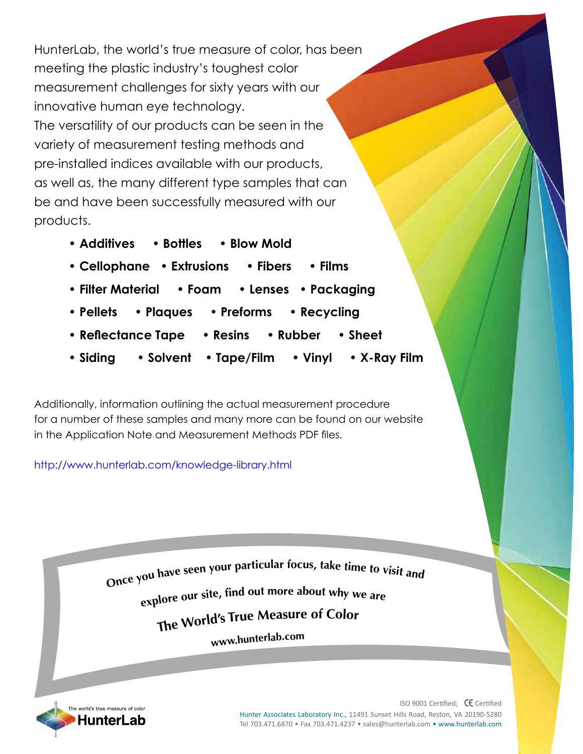HunterLab, the world's true measure of color, has been meeting the plastic industry's toughest color measurement challenges for sixty years with our innovative human eye technology.

The versatility of our products can be seen in the variety of measurement testing methods and pre-installed indices available with our products, as well as, the many different type samples that can be and have been successfully measured with our products.

- **Additives** • **Bottles** • **Blow Mold**
- **Cellophane** • **Extrusions** • **Fibers** • **Films**
- **Filter Material** • **Foam** • **Lenses** • **Packaging**
- **Pellets** • **Plaques** • **Preforms** • **Recycling**
- **Reflectance Tape** • **Resins** • **Rubber** • **Sheet**
- **Siding** • **Solvent** • **Tape/Film** • **Vinyl** • **X-Ray Film**

Additionally, information outlining the actual measurement procedure for a number of these samples and many more can be found on our website in the Application Note and Measurement Methods PDF files.

http://www.hunterlab.com/knowledge-library.html

**Once you have seen your particular focus, take time to visit and explore our site, find out more about why we are**

**The World's True Measure of Color**

**www.hunterlab.com**

The world's true measure of color
HunterLab

ISO 9001 Certified; CE Certified

Hunter Associates Laboratory Inc., 11491 Sunset Hills Road, Reston, VA 20190-5280
Tel 703.471.6870 • Fax 703.471.4237 • sales@hunterlab.com • www.hunterlab.com